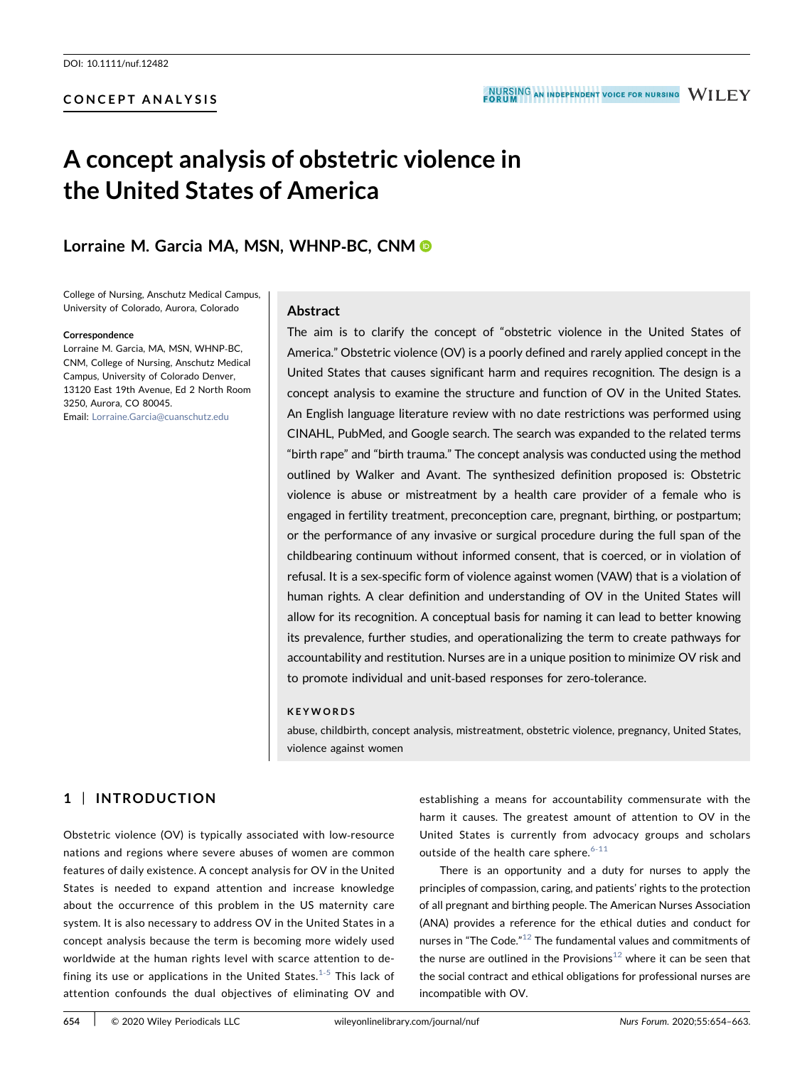DOI: 10.1111/nuf.12482

**CONCEPT ANALYSIS**

# A concept analysis of obstetric violence in the United States of America

**Lorraine M. Garcia MA, MSN, WHNP-BC, CNM**

College of Nursing, Anschutz Medical Campus, University of Colorado, Aurora, Colorado

**Correspondence**
Lorraine M. Garcia, MA, MSN, WHNP-BC, CNM, College of Nursing, Anschutz Medical Campus, University of Colorado Denver, 13120 East 19th Avenue, Ed 2 North Room 3250, Aurora, CO 80045.
Email: Lorraine.Garcia@cuanschutz.edu

## Abstract

The aim is to clarify the concept of "obstetric violence in the United States of America." Obstetric violence (OV) is a poorly defined and rarely applied concept in the United States that causes significant harm and requires recognition. The design is a concept analysis to examine the structure and function of OV in the United States. An English language literature review with no date restrictions was performed using CINAHL, PubMed, and Google search. The search was expanded to the related terms "birth rape" and "birth trauma." The concept analysis was conducted using the method outlined by Walker and Avant. The synthesized definition proposed is: Obstetric violence is abuse or mistreatment by a health care provider of a female who is engaged in fertility treatment, preconception care, pregnant, birthing, or postpartum; or the performance of any invasive or surgical procedure during the full span of the childbearing continuum without informed consent, that is coerced, or in violation of refusal. It is a sex-specific form of violence against women (VAW) that is a violation of human rights. A clear definition and understanding of OV in the United States will allow for its recognition. A conceptual basis for naming it can lead to better knowing its prevalence, further studies, and operationalizing the term to create pathways for accountability and restitution. Nurses are in a unique position to minimize OV risk and to promote individual and unit-based responses for zero-tolerance.

**KEYWORDS**

abuse, childbirth, concept analysis, mistreatment, obstetric violence, pregnancy, United States, violence against women

## 1 | INTRODUCTION

Obstetric violence (OV) is typically associated with low-resource nations and regions where severe abuses of women are common features of daily existence. A concept analysis for OV in the United States is needed to expand attention and increase knowledge about the occurrence of this problem in the US maternity care system. It is also necessary to address OV in the United States in a concept analysis because the term is becoming more widely used worldwide at the human rights level with scarce attention to defining its use or applications in the United States.[1-5] This lack of attention confounds the dual objectives of eliminating OV and establishing a means for accountability commensurate with the harm it causes. The greatest amount of attention to OV in the United States is currently from advocacy groups and scholars outside of the health care sphere.[6-11]

There is an opportunity and a duty for nurses to apply the principles of compassion, caring, and patients' rights to the protection of all pregnant and birthing people. The American Nurses Association (ANA) provides a reference for the ethical duties and conduct for nurses in "The Code."[12] The fundamental values and commitments of the nurse are outlined in the Provisions[12] where it can be seen that the social contract and ethical obligations for professional nurses are incompatible with OV.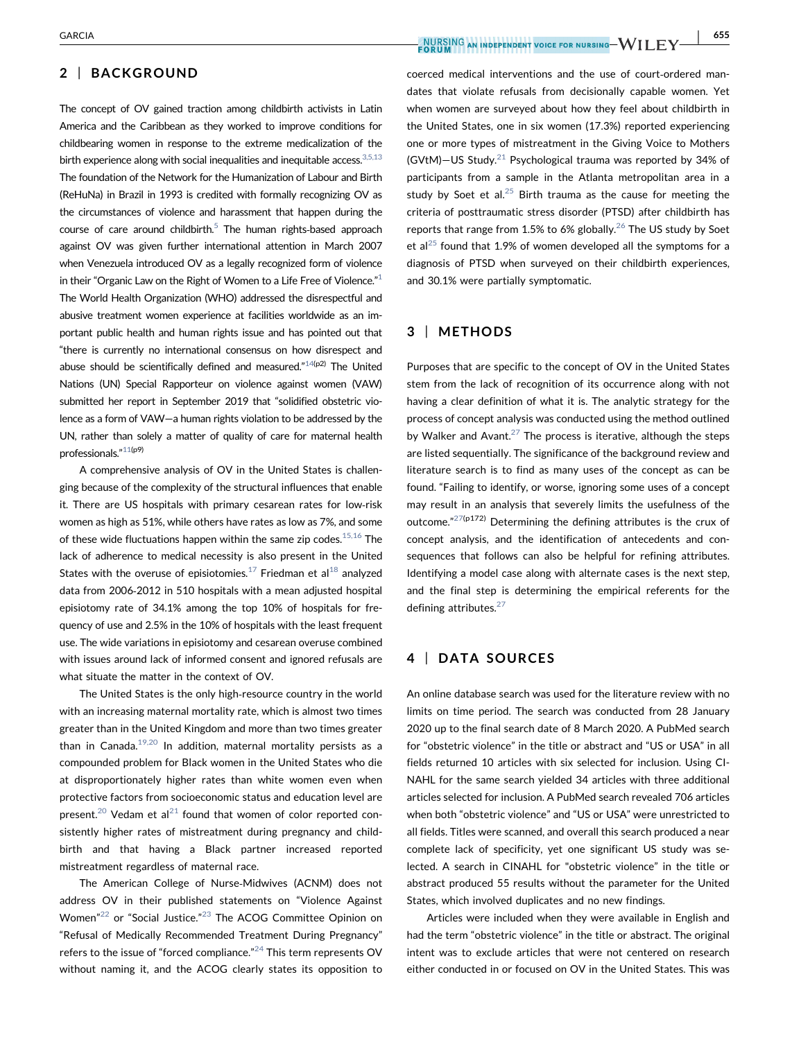## 2 | BACKGROUND

The concept of OV gained traction among childbirth activists in Latin America and the Caribbean as they worked to improve conditions for childbearing women in response to the extreme medicalization of the birth experience along with social inequalities and inequitable access.[3,5,13] The foundation of the Network for the Humanization of Labour and Birth (ReHuNa) in Brazil in 1993 is credited with formally recognizing OV as the circumstances of violence and harassment that happen during the course of care around childbirth.[5] The human rights-based approach against OV was given further international attention in March 2007 when Venezuela introduced OV as a legally recognized form of violence in their "Organic Law on the Right of Women to a Life Free of Violence."[1] The World Health Organization (WHO) addressed the disrespectful and abusive treatment women experience at facilities worldwide as an important public health and human rights issue and has pointed out that "there is currently no international consensus on how disrespect and abuse should be scientifically defined and measured."[14(p2)] The United Nations (UN) Special Rapporteur on violence against women (VAW) submitted her report in September 2019 that "solidified obstetric violence as a form of VAW—a human rights violation to be addressed by the UN, rather than solely a matter of quality of care for maternal health professionals."[11(p9)]

A comprehensive analysis of OV in the United States is challenging because of the complexity of the structural influences that enable it. There are US hospitals with primary cesarean rates for low-risk women as high as 51%, while others have rates as low as 7%, and some of these wide fluctuations happen within the same zip codes.[15,16] The lack of adherence to medical necessity is also present in the United States with the overuse of episiotomies.[17] Friedman et al[18] analyzed data from 2006-2012 in 510 hospitals with a mean adjusted hospital episiotomy rate of 34.1% among the top 10% of hospitals for frequency of use and 2.5% in the 10% of hospitals with the least frequent use. The wide variations in episiotomy and cesarean overuse combined with issues around lack of informed consent and ignored refusals are what situate the matter in the context of OV.

The United States is the only high-resource country in the world with an increasing maternal mortality rate, which is almost two times greater than in the United Kingdom and more than two times greater than in Canada.[19,20] In addition, maternal mortality persists as a compounded problem for Black women in the United States who die at disproportionately higher rates than white women even when protective factors from socioeconomic status and education level are present.[20] Vedam et al[21] found that women of color reported consistently higher rates of mistreatment during pregnancy and childbirth and that having a Black partner increased reported mistreatment regardless of maternal race.

The American College of Nurse-Midwives (ACNM) does not address OV in their published statements on "Violence Against Women"[22] or "Social Justice."[23] The ACOG Committee Opinion on "Refusal of Medically Recommended Treatment During Pregnancy" refers to the issue of "forced compliance."[24] This term represents OV without naming it, and the ACOG clearly states its opposition to coerced medical interventions and the use of court-ordered mandates that violate refusals from decisionally capable women. Yet when women are surveyed about how they feel about childbirth in the United States, one in six women (17.3%) reported experiencing one or more types of mistreatment in the Giving Voice to Mothers (GVtM)—US Study.[21] Psychological trauma was reported by 34% of participants from a sample in the Atlanta metropolitan area in a study by Soet et al.[25] Birth trauma as the cause for meeting the criteria of posttraumatic stress disorder (PTSD) after childbirth has reports that range from 1.5% to 6% globally.[26] The US study by Soet et al[25] found that 1.9% of women developed all the symptoms for a diagnosis of PTSD when surveyed on their childbirth experiences, and 30.1% were partially symptomatic.

## 3 | METHODS

Purposes that are specific to the concept of OV in the United States stem from the lack of recognition of its occurrence along with not having a clear definition of what it is. The analytic strategy for the process of concept analysis was conducted using the method outlined by Walker and Avant.[27] The process is iterative, although the steps are listed sequentially. The significance of the background review and literature search is to find as many uses of the concept as can be found. "Failing to identify, or worse, ignoring some uses of a concept may result in an analysis that severely limits the usefulness of the outcome."[27(p172)] Determining the defining attributes is the crux of concept analysis, and the identification of antecedents and consequences that follows can also be helpful for refining attributes. Identifying a model case along with alternate cases is the next step, and the final step is determining the empirical referents for the defining attributes.[27]

## 4 | DATA SOURCES

An online database search was used for the literature review with no limits on time period. The search was conducted from 28 January 2020 up to the final search date of 8 March 2020. A PubMed search for "obstetric violence" in the title or abstract and "US or USA" in all fields returned 10 articles with six selected for inclusion. Using CINAHL for the same search yielded 34 articles with three additional articles selected for inclusion. A PubMed search revealed 706 articles when both "obstetric violence" and "US or USA" were unrestricted to all fields. Titles were scanned, and overall this search produced a near complete lack of specificity, yet one significant US study was selected. A search in CINAHL for "obstetric violence" in the title or abstract produced 55 results without the parameter for the United States, which involved duplicates and no new findings.

Articles were included when they were available in English and had the term "obstetric violence" in the title or abstract. The original intent was to exclude articles that were not centered on research either conducted in or focused on OV in the United States. This was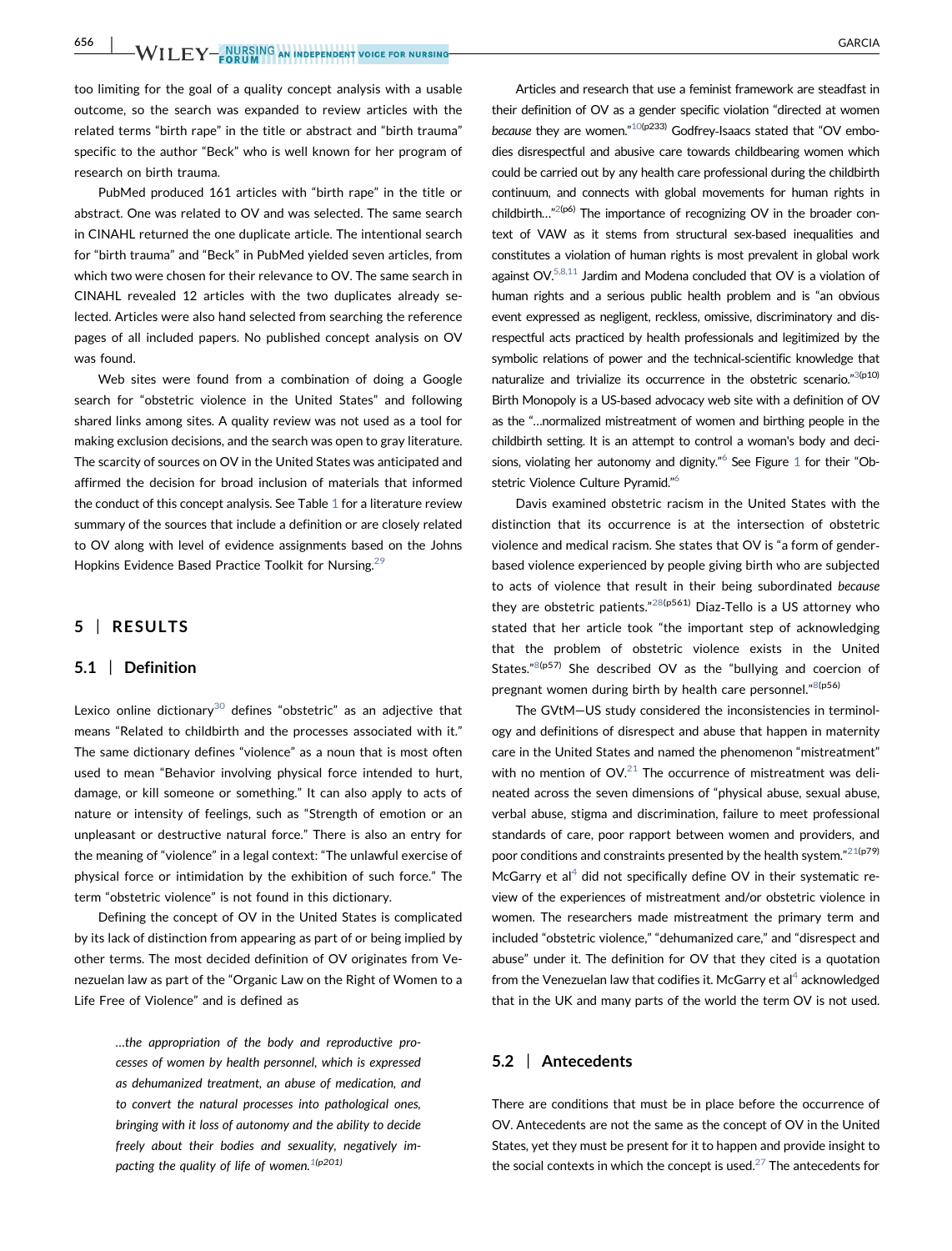too limiting for the goal of a quality concept analysis with a usable outcome, so the search was expanded to review articles with the related terms "birth rape" in the title or abstract and "birth trauma" specific to the author "Beck" who is well known for her program of research on birth trauma.

PubMed produced 161 articles with "birth rape" in the title or abstract. One was related to OV and was selected. The same search in CINAHL returned the one duplicate article. The intentional search for "birth trauma" and "Beck" in PubMed yielded seven articles, from which two were chosen for their relevance to OV. The same search in CINAHL revealed 12 articles with the two duplicates already selected. Articles were also hand selected from searching the reference pages of all included papers. No published concept analysis on OV was found.

Web sites were found from a combination of doing a Google search for "obstetric violence in the United States" and following shared links among sites. A quality review was not used as a tool for making exclusion decisions, and the search was open to gray literature. The scarcity of sources on OV in the United States was anticipated and affirmed the decision for broad inclusion of materials that informed the conduct of this concept analysis. See Table 1 for a literature review summary of the sources that include a definition or are closely related to OV along with level of evidence assignments based on the Johns Hopkins Evidence Based Practice Toolkit for Nursing.[29]

## 5 | RESULTS

### 5.1 | Definition

Lexico online dictionary[30] defines "obstetric" as an adjective that means "Related to childbirth and the processes associated with it." The same dictionary defines "violence" as a noun that is most often used to mean "Behavior involving physical force intended to hurt, damage, or kill someone or something." It can also apply to acts of nature or intensity of feelings, such as "Strength of emotion or an unpleasant or destructive natural force." There is also an entry for the meaning of "violence" in a legal context: "The unlawful exercise of physical force or intimidation by the exhibition of such force." The term "obstetric violence" is not found in this dictionary.

Defining the concept of OV in the United States is complicated by its lack of distinction from appearing as part of or being implied by other terms. The most decided definition of OV originates from Venezuelan law as part of the "Organic Law on the Right of Women to a Life Free of Violence" and is defined as

> *…the appropriation of the body and reproductive processes of women by health personnel, which is expressed as dehumanized treatment, an abuse of medication, and to convert the natural processes into pathological ones, bringing with it loss of autonomy and the ability to decide freely about their bodies and sexuality, negatively impacting the quality of life of women.*[1(p201)]

Articles and research that use a feminist framework are steadfast in their definition of OV as a gender specific violation "directed at women *because* they are women."[10(p233)] Godfrey-Isaacs stated that "OV embodies disrespectful and abusive care towards childbearing women which could be carried out by any health care professional during the childbirth continuum, and connects with global movements for human rights in childbirth…"[2(p6)] The importance of recognizing OV in the broader context of VAW as it stems from structural sex-based inequalities and constitutes a violation of human rights is most prevalent in global work against OV.[5,8,11] Jardim and Modena concluded that OV is a violation of human rights and a serious public health problem and is "an obvious event expressed as negligent, reckless, omissive, discriminatory and disrespectful acts practiced by health professionals and legitimized by the symbolic relations of power and the technical-scientific knowledge that naturalize and trivialize its occurrence in the obstetric scenario."[3(p10)] Birth Monopoly is a US-based advocacy web site with a definition of OV as the "…normalized mistreatment of women and birthing people in the childbirth setting. It is an attempt to control a woman's body and decisions, violating her autonomy and dignity."[6] See Figure 1 for their "Obstetric Violence Culture Pyramid."[6]

Davis examined obstetric racism in the United States with the distinction that its occurrence is at the intersection of obstetric violence and medical racism. She states that OV is "a form of gender-based violence experienced by people giving birth who are subjected to acts of violence that result in their being subordinated *because* they are obstetric patients."[28(p561)] Diaz-Tello is a US attorney who stated that her article took "the important step of acknowledging that the problem of obstetric violence exists in the United States."[8(p57)] She described OV as the "bullying and coercion of pregnant women during birth by health care personnel."[8(p56)]

The GVtM—US study considered the inconsistencies in terminology and definitions of disrespect and abuse that happen in maternity care in the United States and named the phenomenon "mistreatment" with no mention of OV.[21] The occurrence of mistreatment was delineated across the seven dimensions of "physical abuse, sexual abuse, verbal abuse, stigma and discrimination, failure to meet professional standards of care, poor rapport between women and providers, and poor conditions and constraints presented by the health system."[21(p79)] McGarry et al[4] did not specifically define OV in their systematic review of the experiences of mistreatment and/or obstetric violence in women. The researchers made mistreatment the primary term and included "obstetric violence," "dehumanized care," and "disrespect and abuse" under it. The definition for OV that they cited is a quotation from the Venezuelan law that codifies it. McGarry et al[4] acknowledged that in the UK and many parts of the world the term OV is not used.

### 5.2 | Antecedents

There are conditions that must be in place before the occurrence of OV. Antecedents are not the same as the concept of OV in the United States, yet they must be present for it to happen and provide insight to the social contexts in which the concept is used.[27] The antecedents for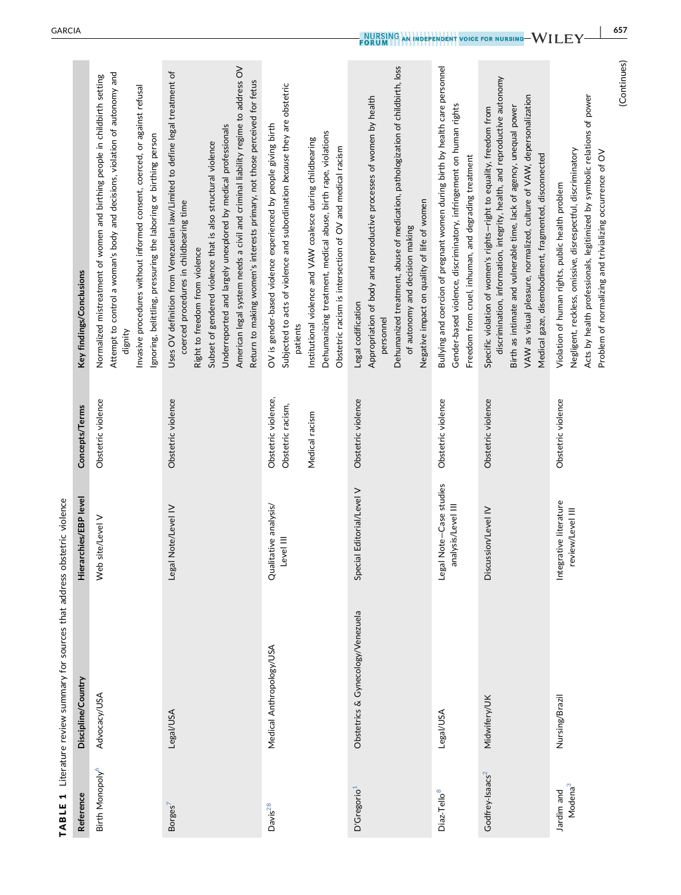**TABLE 1** Literature review summary for sources that address obstetric violence

| Reference | Discipline/Country | Hierarchies/EBP level | Concepts/Terms | Key findings/Conclusions |
|---|---|---|---|---|
| Birth Monopoly[6] | Advocacy/USA | Web site/Level V | Obstetric violence | Normalized mistreatment of women and birthing people in childbirth setting<br>Attempt to control a woman's body and decisions, violation of autonomy and dignity<br>Invasive procedures without informed consent, coerced, or against refusal<br>Ignoring, belittling, pressuring the laboring or birthing person |
| Borges[7] | Legal/USA | Legal Note/Level IV | Obstetric violence | Uses OV definition from Venezuelan law/Limited to define legal treatment of coerced procedures in childbearing time<br>Right to freedom from violence<br>Subset of gendered violence that is also structural violence<br>Underreported and largely unexplored by medical professionals<br>American legal system needs a civil and criminal liability regime to address OV<br>Return to making women's interests primary, not those perceived for fetus |
| Davis[28] | Medical Anthropology/USA | Qualitative analysis/ Level III | Obstetric violence, Obstetric racism, Medical racism | OV is gender-based violence experienced by people giving birth<br>Subjected to acts of violence and subordination *because* they are obstetric patients<br>Institutional violence and VAW coalesce during childbearing<br>Dehumanizing treatment, medical abuse, birth rape, violations<br>Obstetric racism is intersection of OV and medical racism |
| D'Gregorio[1] | Obstetrics & Gynecology/Venezuela | Special Editorial/Level V | Obstetric violence | Legal codification<br>Appropriation of body and reproductive processes of women by health personnel<br>Dehumanized treatment, abuse of medication, pathologization of childbirth, loss of autonomy and decision making<br>Negative impact on quality of life of women |
| Diaz-Tello[8] | Legal/USA | Legal Note—Case studies analysis/Level III | Obstetric violence | Bullying and coercion of pregnant women during birth by health care personnel<br>Gender-based violence, discriminatory, infringement on human rights<br>Freedom from cruel, inhuman, and degrading treatment |
| Godfrey-Isaacs[2] | Midwifery/UK | Discussion/Level IV | Obstetric violence | Specific violation of women's rights—right to equality, freedom from discrimination, information, integrity, health, and reproductive autonomy<br>Birth as intimate and vulnerable time, lack of agency, unequal power<br>VAW as visual pleasure, normalized, culture of VAW, depersonalization<br>Medical gaze, disembodiment, fragmented, disconnected |
| Jardim and Modena[3] | Nursing/Brazil | Integrative literature review/Level III | Obstetric violence | Violation of human rights, public health problem<br>Negligent, reckless, omissive, disrespectful, discriminatory<br>Acts by health professionals, legitimized by symbolic relations of power<br>Problem of normalizing and trivializing occurrence of OV |

(Continues)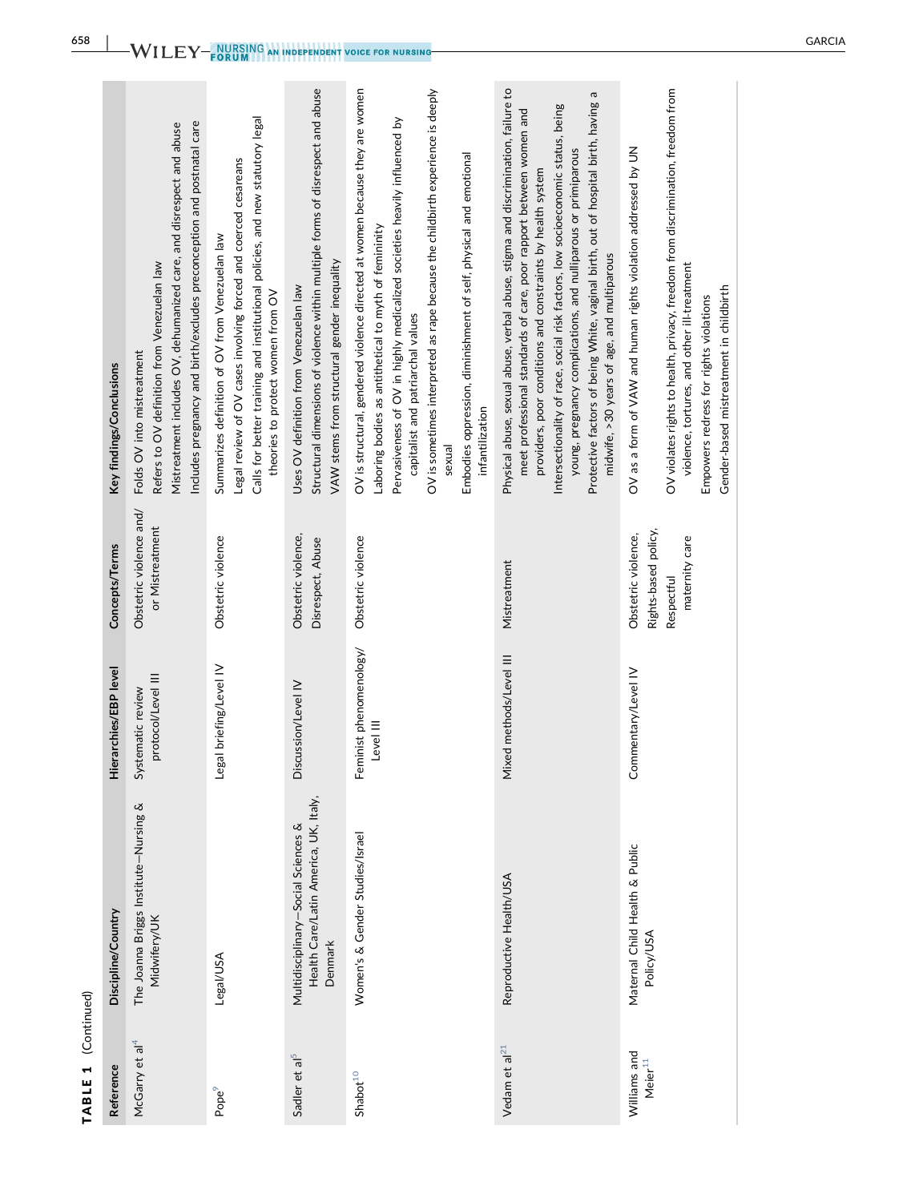**TABLE 1** (Continued)

| Reference | Discipline/Country | Hierarchies/EBP level | Concepts/Terms | Key findings/Conclusions |
|---|---|---|---|---|
| McGary et al[4] | The Joanna Briggs Institute—Nursing & Midwifery/UK | Systematic review protocol/Level III | Obstetric violence and/or Mistreatment | Folds OV into mistreatment<br>Refers to OV definition from Venezuelan law<br>Mistreatment includes OV, dehumanized care, and disrespect and abuse<br>Includes pregnancy and birth/excludes preconception and postnatal care |
| Pope[9] | Legal/USA | Legal briefing/Level IV | Obstetric violence | Summarizes definition of OV from Venezuelan law<br>Legal review of OV cases involving forced and coerced cesareans<br>Calls for better training and institutional policies, and new statutory legal theories to protect women from OV |
| Sadler et al[5] | Multidisciplinary—Social Sciences & Health Care/Latin America, UK, Italy, Denmark | Discussion/Level IV | Obstetric violence, Disrespect, Abuse | Uses OV definition from Venezuelan law<br>Structural dimensions of violence within multiple forms of disrespect and abuse<br>VAW stems from structural gender inequality |
| Shabot[10] | Women's & Gender Studies/Israel | Feminist phenomenology/Level III | Obstetric violence | OV is structural, gendered violence directed at women because they are women<br>Laboring bodies as antithetical to myth of femininity<br>Pervasiveness of OV in highly medicalized societies heavily influenced by capitalist and patriarchal values<br>OV is sometimes interpreted as rape because the childbirth experience is deeply sexual<br>Embodies oppression, diminishment of self, physical and emotional infantilization |
| Vedam et al[21] | Reproductive Health/USA | Mixed methods/Level III | Mistreatment | Physical abuse, sexual abuse, verbal abuse, stigma and discrimination, failure to meet professional standards of care, poor rapport between women and providers, poor conditions and constraints by health system<br>Intersectionality of race, social risk factors, low socioeconomic status, being young, pregnancy complications, and nulliparous or primiparous<br>Protective factors of being White, vaginal birth, out of hospital birth, having a midwife, >30 years of age, and multiparous |
| Williams and Meier[11] | Maternal Child Health & Public Policy/USA | Commentary/Level IV | Obstetric violence, Rights-based policy, Respectful maternity care | OV as a form of VAW and human rights violation addressed by UN<br>OV violates rights to health, privacy, freedom from discrimination, freedom from violence, tortures, and other ill-treatment<br>Empowers redress for rights violations<br>Gender-based mistreatment in childbirth |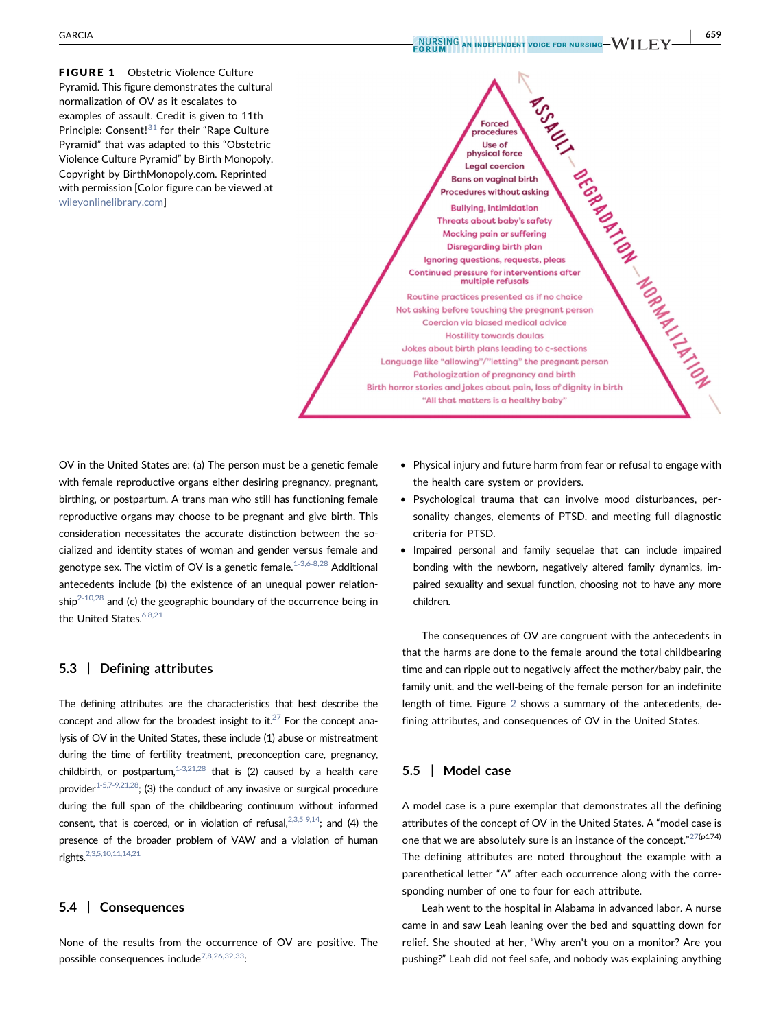**FIGURE 1** Obstetric Violence Culture Pyramid. This figure demonstrates the cultural normalization of OV as it escalates to examples of assault. Credit is given to 11th Principle: Consent![31] for their "Rape Culture Pyramid" that was adapted to this "Obstetric Violence Culture Pyramid" by Birth Monopoly. Copyright by BirthMonopoly.com. Reprinted with permission [Color figure can be viewed at wileyonlinelibrary.com]

ASSAULT — DEGRADATION — NORMALIZATION

- Forced procedures
- Use of physical force
- Legal coercion
- Bans on vaginal birth
- Procedures without asking
- Bullying, intimidation
- Threats about baby's safety
- Mocking pain or suffering
- Disregarding birth plan
- Ignoring questions, requests, pleas
- Continued pressure for interventions after multiple refusals
- Routine practices presented as if no choice
- Not asking before touching the pregnant person
- Coercion via biased medical advice
- Hostility towards doulas
- Jokes about birth plans leading to c-sections
- Language like "allowing"/"letting" the pregnant person
- Pathologization of pregnancy and birth
- Birth horror stories and jokes about pain, loss of dignity in birth
- "All that matters is a healthy baby"

OV in the United States are: (a) The person must be a genetic female with female reproductive organs either desiring pregnancy, pregnant, birthing, or postpartum. A trans man who still has functioning female reproductive organs may choose to be pregnant and give birth. This consideration necessitates the accurate distinction between the socialized and identity states of woman and gender versus female and genotype sex. The victim of OV is a genetic female.[1-3,6-8,28] Additional antecedents include (b) the existence of an unequal power relationship[2-10,28] and (c) the geographic boundary of the occurrence being in the United States.[6,8,21]

## 5.3 | Defining attributes

The defining attributes are the characteristics that best describe the concept and allow for the broadest insight to it.[27] For the concept analysis of OV in the United States, these include (1) abuse or mistreatment during the time of fertility treatment, preconception care, pregnancy, childbirth, or postpartum,[1-3,21,28] that is (2) caused by a health care provider[1-5,7-9,21,28]; (3) the conduct of any invasive or surgical procedure during the full span of the childbearing continuum without informed consent, that is coerced, or in violation of refusal,[2,3,5-9,14]; and (4) the presence of the broader problem of VAW and a violation of human rights.[2,3,5,10,11,14,21]

## 5.4 | Consequences

None of the results from the occurrence of OV are positive. The possible consequences include[7,8,26,32,33]:

- Physical injury and future harm from fear or refusal to engage with the health care system or providers.
- Psychological trauma that can involve mood disturbances, personality changes, elements of PTSD, and meeting full diagnostic criteria for PTSD.
- Impaired personal and family sequelae that can include impaired bonding with the newborn, negatively altered family dynamics, impaired sexuality and sexual function, choosing not to have any more children.

The consequences of OV are congruent with the antecedents in that the harms are done to the female around the total childbearing time and can ripple out to negatively affect the mother/baby pair, the family unit, and the well-being of the female person for an indefinite length of time. Figure 2 shows a summary of the antecedents, defining attributes, and consequences of OV in the United States.

## 5.5 | Model case

A model case is a pure exemplar that demonstrates all the defining attributes of the concept of OV in the United States. A "model case is one that we are absolutely sure is an instance of the concept."[27(p174)] The defining attributes are noted throughout the example with a parenthetical letter "A" after each occurrence along with the corresponding number of one to four for each attribute.

Leah went to the hospital in Alabama in advanced labor. A nurse came in and saw Leah leaning over the bed and squatting down for relief. She shouted at her, "Why aren't you on a monitor? Are you pushing?" Leah did not feel safe, and nobody was explaining anything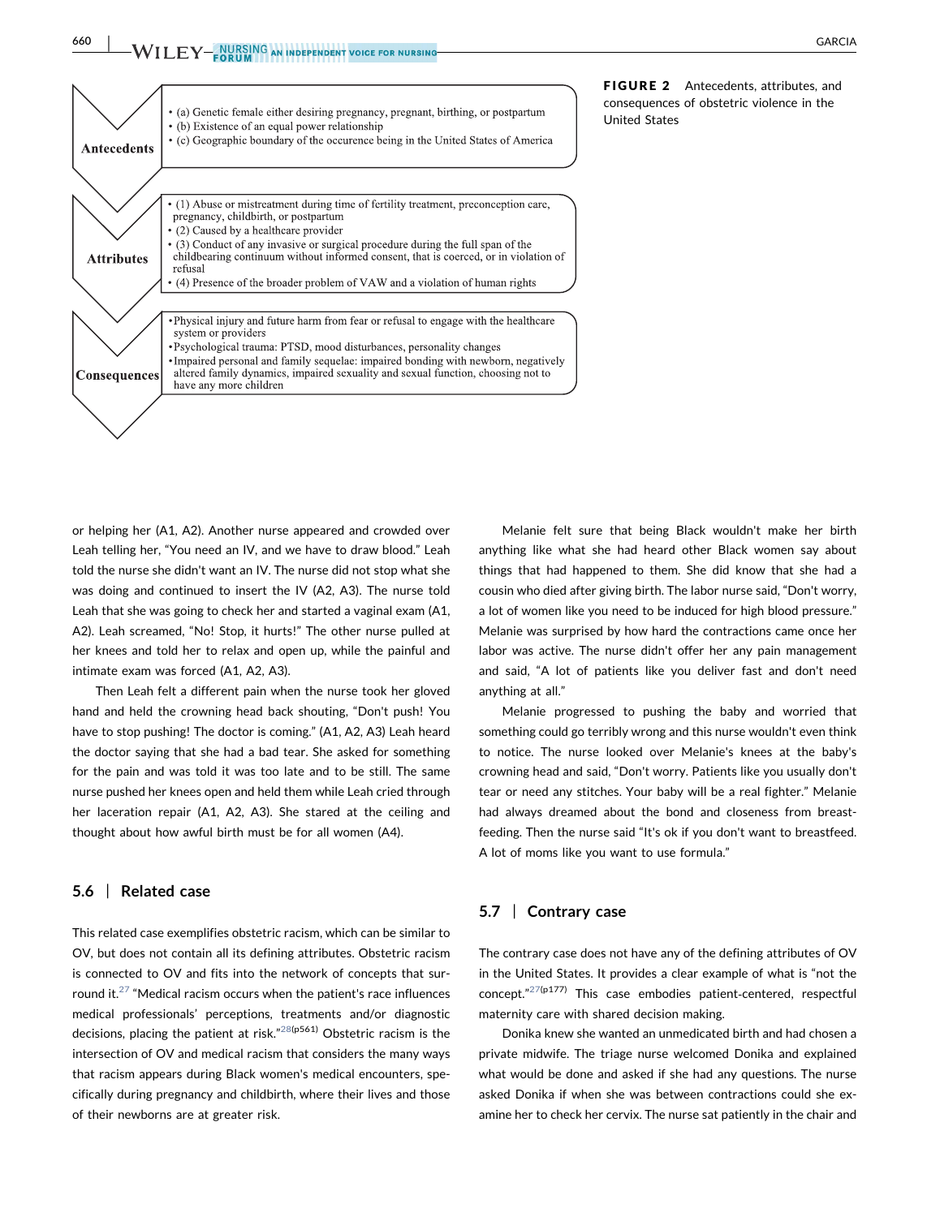| | |
|---|---|
| **Antecedents** | • (a) Genetic female either desiring pregnancy, pregnant, birthing, or postpartum<br>• (b) Existence of an equal power relationship<br>• (c) Geographic boundary of the occurence being in the United States of America |
| **Attributes** | • (1) Abuse or mistreatment during time of fertility treatment, preconception care, pregnancy, childbirth, or postpartum<br>• (2) Caused by a healthcare provider<br>• (3) Conduct of any invasive or surgical procedure during the full span of the childbearing continuum without informed consent, that is coerced, or in violation of refusal<br>• (4) Presence of the broader problem of VAW and a violation of human rights |
| **Consequences** | •Physical injury and future harm from fear or refusal to engage with the healthcare system or providers<br>•Psychological trauma: PTSD, mood disturbances, personality changes<br>•Impaired personal and family sequelae: impaired bonding with newborn, negatively altered family dynamics, impaired sexuality and sexual function, choosing not to have any more children |

**FIGURE 2** Antecedents, attributes, and consequences of obstetric violence in the United States

or helping her (A1, A2). Another nurse appeared and crowded over Leah telling her, "You need an IV, and we have to draw blood." Leah told the nurse she didn't want an IV. The nurse did not stop what she was doing and continued to insert the IV (A2, A3). The nurse told Leah that she was going to check her and started a vaginal exam (A1, A2). Leah screamed, "No! Stop, it hurts!" The other nurse pulled at her knees and told her to relax and open up, while the painful and intimate exam was forced (A1, A2, A3).

Then Leah felt a different pain when the nurse took her gloved hand and held the crowning head back shouting, "Don't push! You have to stop pushing! The doctor is coming." (A1, A2, A3) Leah heard the doctor saying that she had a bad tear. She asked for something for the pain and was told it was too late and to be still. The same nurse pushed her knees open and held them while Leah cried through her laceration repair (A1, A2, A3). She stared at the ceiling and thought about how awful birth must be for all women (A4).

### 5.6 | Related case

This related case exemplifies obstetric racism, which can be similar to OV, but does not contain all its defining attributes. Obstetric racism is connected to OV and fits into the network of concepts that surround it.[27] "Medical racism occurs when the patient's race influences medical professionals' perceptions, treatments and/or diagnostic decisions, placing the patient at risk."[28(p561)] Obstetric racism is the intersection of OV and medical racism that considers the many ways that racism appears during Black women's medical encounters, specifically during pregnancy and childbirth, where their lives and those of their newborns are at greater risk.

Melanie felt sure that being Black wouldn't make her birth anything like what she had heard other Black women say about things that had happened to them. She did know that she had a cousin who died after giving birth. The labor nurse said, "Don't worry, a lot of women like you need to be induced for high blood pressure." Melanie was surprised by how hard the contractions came once her labor was active. The nurse didn't offer her any pain management and said, "A lot of patients like you deliver fast and don't need anything at all."

Melanie progressed to pushing the baby and worried that something could go terribly wrong and this nurse wouldn't even think to notice. The nurse looked over Melanie's knees at the baby's crowning head and said, "Don't worry. Patients like you usually don't tear or need any stitches. Your baby will be a real fighter." Melanie had always dreamed about the bond and closeness from breastfeeding. Then the nurse said "It's ok if you don't want to breastfeed. A lot of moms like you want to use formula."

### 5.7 | Contrary case

The contrary case does not have any of the defining attributes of OV in the United States. It provides a clear example of what is "not the concept."[27(p177)] This case embodies patient-centered, respectful maternity care with shared decision making.

Donika knew she wanted an unmedicated birth and had chosen a private midwife. The triage nurse welcomed Donika and explained what would be done and asked if she had any questions. The nurse asked Donika if when she was between contractions could she examine her to check her cervix. The nurse sat patiently in the chair and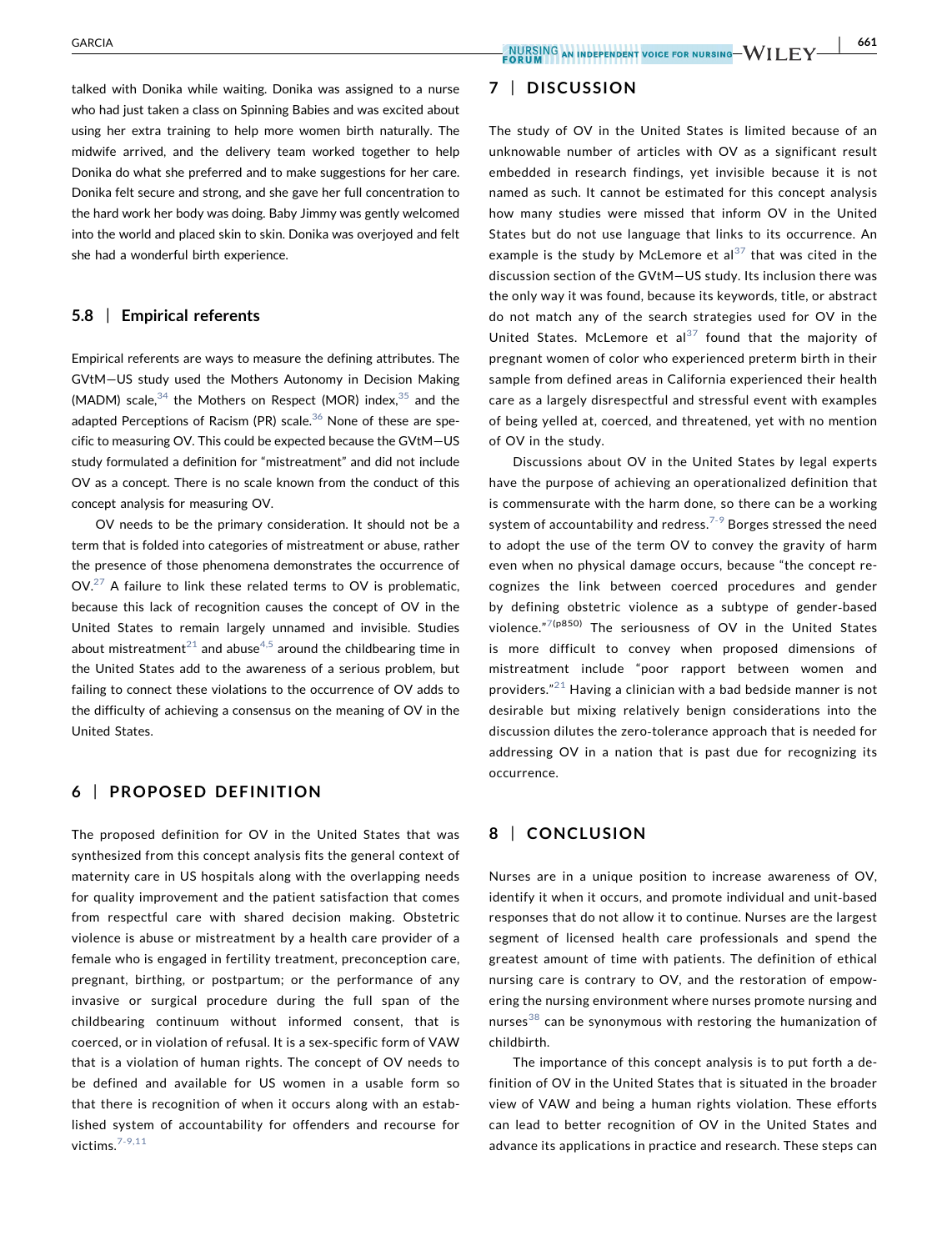talked with Donika while waiting. Donika was assigned to a nurse who had just taken a class on Spinning Babies and was excited about using her extra training to help more women birth naturally. The midwife arrived, and the delivery team worked together to help Donika do what she preferred and to make suggestions for her care. Donika felt secure and strong, and she gave her full concentration to the hard work her body was doing. Baby Jimmy was gently welcomed into the world and placed skin to skin. Donika was overjoyed and felt she had a wonderful birth experience.

### 5.8 | Empirical referents

Empirical referents are ways to measure the defining attributes. The GVtM—US study used the Mothers Autonomy in Decision Making (MADM) scale,[34] the Mothers on Respect (MOR) index,[35] and the adapted Perceptions of Racism (PR) scale.[36] None of these are specific to measuring OV. This could be expected because the GVtM—US study formulated a definition for "mistreatment" and did not include OV as a concept. There is no scale known from the conduct of this concept analysis for measuring OV.

OV needs to be the primary consideration. It should not be a term that is folded into categories of mistreatment or abuse, rather the presence of those phenomena demonstrates the occurrence of OV.[27] A failure to link these related terms to OV is problematic, because this lack of recognition causes the concept of OV in the United States to remain largely unnamed and invisible. Studies about mistreatment[21] and abuse[4,5] around the childbearing time in the United States add to the awareness of a serious problem, but failing to connect these violations to the occurrence of OV adds to the difficulty of achieving a consensus on the meaning of OV in the United States.

## 6 | PROPOSED DEFINITION

The proposed definition for OV in the United States that was synthesized from this concept analysis fits the general context of maternity care in US hospitals along with the overlapping needs for quality improvement and the patient satisfaction that comes from respectful care with shared decision making. Obstetric violence is abuse or mistreatment by a health care provider of a female who is engaged in fertility treatment, preconception care, pregnant, birthing, or postpartum; or the performance of any invasive or surgical procedure during the full span of the childbearing continuum without informed consent, that is coerced, or in violation of refusal. It is a sex-specific form of VAW that is a violation of human rights. The concept of OV needs to be defined and available for US women in a usable form so that there is recognition of when it occurs along with an established system of accountability for offenders and recourse for victims.[7-9,11]

## 7 | DISCUSSION

The study of OV in the United States is limited because of an unknowable number of articles with OV as a significant result embedded in research findings, yet invisible because it is not named as such. It cannot be estimated for this concept analysis how many studies were missed that inform OV in the United States but do not use language that links to its occurrence. An example is the study by McLemore et al[37] that was cited in the discussion section of the GVtM—US study. Its inclusion there was the only way it was found, because its keywords, title, or abstract do not match any of the search strategies used for OV in the United States. McLemore et al[37] found that the majority of pregnant women of color who experienced preterm birth in their sample from defined areas in California experienced their health care as a largely disrespectful and stressful event with examples of being yelled at, coerced, and threatened, yet with no mention of OV in the study.

Discussions about OV in the United States by legal experts have the purpose of achieving an operationalized definition that is commensurate with the harm done, so there can be a working system of accountability and redress.[7-9] Borges stressed the need to adopt the use of the term OV to convey the gravity of harm even when no physical damage occurs, because "the concept recognizes the link between coerced procedures and gender by defining obstetric violence as a subtype of gender-based violence."[7(p850)] The seriousness of OV in the United States is more difficult to convey when proposed dimensions of mistreatment include "poor rapport between women and providers."[21] Having a clinician with a bad bedside manner is not desirable but mixing relatively benign considerations into the discussion dilutes the zero-tolerance approach that is needed for addressing OV in a nation that is past due for recognizing its occurrence.

## 8 | CONCLUSION

Nurses are in a unique position to increase awareness of OV, identify it when it occurs, and promote individual and unit-based responses that do not allow it to continue. Nurses are the largest segment of licensed health care professionals and spend the greatest amount of time with patients. The definition of ethical nursing care is contrary to OV, and the restoration of empowering the nursing environment where nurses promote nursing and nurses[38] can be synonymous with restoring the humanization of childbirth.

The importance of this concept analysis is to put forth a definition of OV in the United States that is situated in the broader view of VAW and being a human rights violation. These efforts can lead to better recognition of OV in the United States and advance its applications in practice and research. These steps can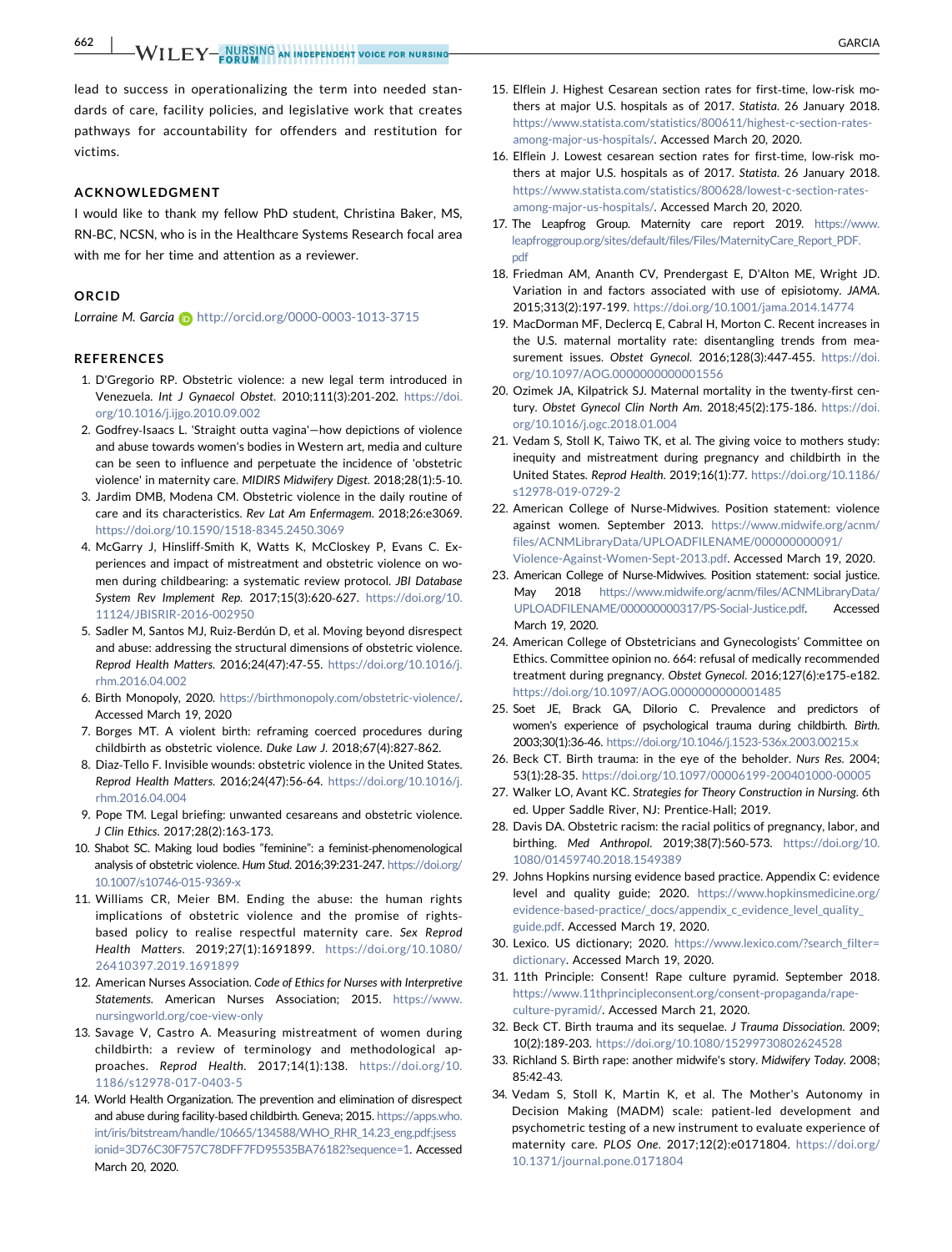lead to success in operationalizing the term into needed standards of care, facility policies, and legislative work that creates pathways for accountability for offenders and restitution for victims.

## ACKNOWLEDGMENT

I would like to thank my fellow PhD student, Christina Baker, MS, RN-BC, NCSN, who is in the Healthcare Systems Research focal area with me for her time and attention as a reviewer.

## ORCID

*Lorraine M. Garcia* http://orcid.org/0000-0003-1013-3715

## REFERENCES

1. D'Gregorio RP. Obstetric violence: a new legal term introduced in Venezuela. *Int J Gynaecol Obstet*. 2010;111(3):201-202. https://doi.org/10.1016/j.ijgo.2010.09.002
2. Godfrey-Isaacs L. 'Straight outta vagina'—how depictions of violence and abuse towards women's bodies in Western art, media and culture can be seen to influence and perpetuate the incidence of 'obstetric violence' in maternity care. *MIDIRS Midwifery Digest*. 2018;28(1):5-10.
3. Jardim DMB, Modena CM. Obstetric violence in the daily routine of care and its characteristics. *Rev Lat Am Enfermagem*. 2018;26:e3069. https://doi.org/10.1590/1518-8345.2450.3069
4. McGarry J, Hinsliff-Smith K, Watts K, McCloskey P, Evans C. Experiences and impact of mistreatment and obstetric violence on women during childbearing: a systematic review protocol. *JBI Database System Rev Implement Rep*. 2017;15(3):620-627. https://doi.org/10.11124/JBISRIR-2016-002950
5. Sadler M, Santos MJ, Ruiz-Berdún D, et al. Moving beyond disrespect and abuse: addressing the structural dimensions of obstetric violence. *Reprod Health Matters*. 2016;24(47):47-55. https://doi.org/10.1016/j.rhm.2016.04.002
6. Birth Monopoly, 2020. https://birthmonopoly.com/obstetric-violence/. Accessed March 19, 2020
7. Borges MT. A violent birth: reframing coerced procedures during childbirth as obstetric violence. *Duke Law J*. 2018;67(4):827-862.
8. Diaz-Tello F. Invisible wounds: obstetric violence in the United States. *Reprod Health Matters*. 2016;24(47):56-64. https://doi.org/10.1016/j.rhm.2016.04.004
9. Pope TM. Legal briefing: unwanted cesareans and obstetric violence. *J Clin Ethics*. 2017;28(2):163-173.
10. Shabot SC. Making loud bodies "feminine": a feminist-phenomenological analysis of obstetric violence. *Hum Stud*. 2016;39:231-247. https://doi.org/10.1007/s10746-015-9369-x
11. Williams CR, Meier BM. Ending the abuse: the human rights implications of obstetric violence and the promise of rights-based policy to realise respectful maternity care. *Sex Reprod Health Matters*. 2019;27(1):1691899. https://doi.org/10.1080/26410397.2019.1691899
12. American Nurses Association. *Code of Ethics for Nurses with Interpretive Statements*. American Nurses Association; 2015. https://www.nursingworld.org/coe-view-only
13. Savage V, Castro A. Measuring mistreatment of women during childbirth: a review of terminology and methodological approaches. *Reprod Health*. 2017;14(1):138. https://doi.org/10.1186/s12978-017-0403-5
14. World Health Organization. The prevention and elimination of disrespect and abuse during facility-based childbirth. Geneva; 2015. https://apps.who.int/iris/bitstream/handle/10665/134588/WHO_RHR_14.23_eng.pdf;jsessionid=3D76C30F757C78DFF7FD95535BA76182?sequence=1. Accessed March 20, 2020.
15. Elflein J. Highest Cesarean section rates for first-time, low-risk mothers at major U.S. hospitals as of 2017. *Statista*. 26 January 2018. https://www.statista.com/statistics/800611/highest-c-section-rates-among-major-us-hospitals/. Accessed March 20, 2020.
16. Elflein J. Lowest cesarean section rates for first-time, low-risk mothers at major U.S. hospitals as of 2017. *Statista*. 26 January 2018. https://www.statista.com/statistics/800628/lowest-c-section-rates-among-major-us-hospitals/. Accessed March 20, 2020.
17. The Leapfrog Group. Maternity care report 2019. https://www.leapfroggroup.org/sites/default/files/Files/MaternityCare_Report_PDF.pdf
18. Friedman AM, Ananth CV, Prendergast E, D'Alton ME, Wright JD. Variation in and factors associated with use of episiotomy. *JAMA*. 2015;313(2):197-199. https://doi.org/10.1001/jama.2014.14774
19. MacDorman MF, Declercq E, Cabral H, Morton C. Recent increases in the U.S. maternal mortality rate: disentangling trends from measurement issues. *Obstet Gynecol*. 2016;128(3):447-455. https://doi.org/10.1097/AOG.0000000000001556
20. Ozimek JA, Kilpatrick SJ. Maternal mortality in the twenty-first century. *Obstet Gynecol Clin North Am*. 2018;45(2):175-186. https://doi.org/10.1016/j.ogc.2018.01.004
21. Vedam S, Stoll K, Taiwo TK, et al. The giving voice to mothers study: inequity and mistreatment during pregnancy and childbirth in the United States. *Reprod Health*. 2019;16(1):77. https://doi.org/10.1186/s12978-019-0729-2
22. American College of Nurse-Midwives. Position statement: violence against women. September 2013. https://www.midwife.org/acnm/files/ACNMLibraryData/UPLOADFILENAME/000000000091/Violence-Against-Women-Sept-2013.pdf. Accessed March 19, 2020.
23. American College of Nurse-Midwives. Position statement: social justice. May 2018 https://www.midwife.org/acnm/files/ACNMLibraryData/UPLOADFILENAME/000000000317/PS-Social-Justice.pdf. Accessed March 19, 2020.
24. American College of Obstetricians and Gynecologists' Committee on Ethics. Committee opinion no. 664: refusal of medically recommended treatment during pregnancy. *Obstet Gynecol*. 2016;127(6):e175-e182. https://doi.org/10.1097/AOG.0000000000001485
25. Soet JE, Brack GA, Dilorio C. Prevalence and predictors of women's experience of psychological trauma during childbirth. *Birth*. 2003;30(1):36-46. https://doi.org/10.1046/j.1523-536x.2003.00215.x
26. Beck CT. Birth trauma: in the eye of the beholder. *Nurs Res*. 2004;53(1):28-35. https://doi.org/10.1097/00006199-200401000-00005
27. Walker LO, Avant KC. *Strategies for Theory Construction in Nursing*. 6th ed. Upper Saddle River, NJ: Prentice-Hall; 2019.
28. Davis DA. Obstetric racism: the racial politics of pregnancy, labor, and birthing. *Med Anthropol*. 2019;38(7):560-573. https://doi.org/10.1080/01459740.2018.1549389
29. Johns Hopkins nursing evidence based practice. Appendix C: evidence level and quality guide; 2020. https://www.hopkinsmedicine.org/evidence-based-practice/_docs/appendix_c_evidence_level_quality_guide.pdf. Accessed March 19, 2020.
30. Lexico. US dictionary; 2020. https://www.lexico.com/?search_filter=dictionary. Accessed March 19, 2020.
31. 11th Principle: Consent! Rape culture pyramid. September 2018. https://www.11thprincipleconsent.org/consent-propaganda/rape-culture-pyramid/. Accessed March 21, 2020.
32. Beck CT. Birth trauma and its sequelae. *J Trauma Dissociation*. 2009;10(2):189-203. https://doi.org/10.1080/15299730802624528
33. Richland S. Birth rape: another midwife's story. *Midwifery Today*. 2008;85:42-43.
34. Vedam S, Stoll K, Martin K, et al. The Mother's Autonomy in Decision Making (MADM) scale: patient-led development and psychometric testing of a new instrument to evaluate experience of maternity care. *PLOS One*. 2017;12(2):e0171804. https://doi.org/10.1371/journal.pone.0171804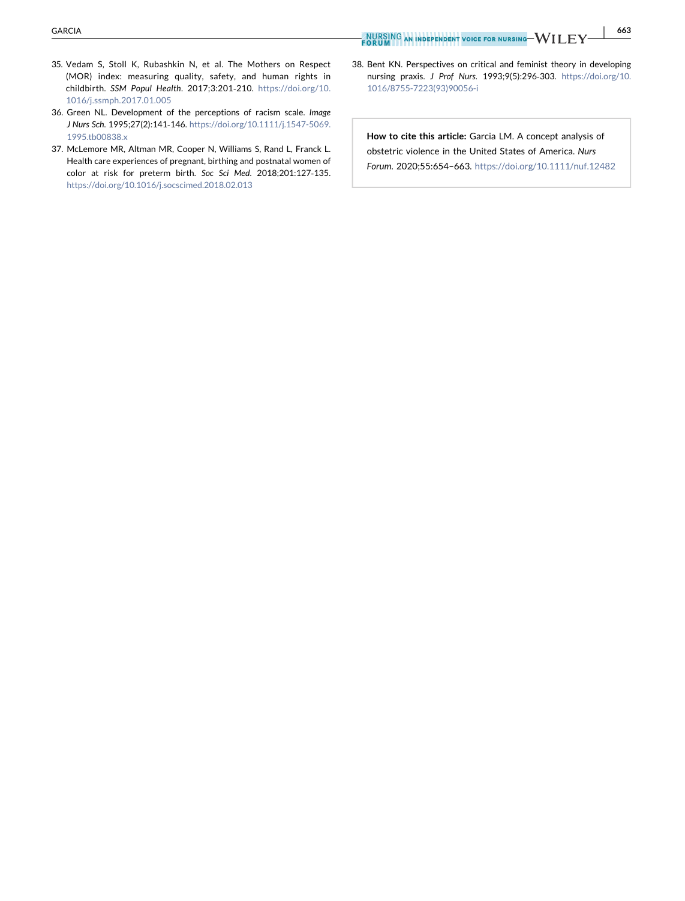35. Vedam S, Stoll K, Rubashkin N, et al. The Mothers on Respect (MOR) index: measuring quality, safety, and human rights in childbirth. *SSM Popul Health*. 2017;3:201-210. https://doi.org/10.1016/j.ssmph.2017.01.005
36. Green NL. Development of the perceptions of racism scale. *Image J Nurs Sch.* 1995;27(2):141-146. https://doi.org/10.1111/j.1547-5069.1995.tb00838.x
37. McLemore MR, Altman MR, Cooper N, Williams S, Rand L, Franck L. Health care experiences of pregnant, birthing and postnatal women of color at risk for preterm birth. *Soc Sci Med.* 2018;201:127-135. https://doi.org/10.1016/j.socscimed.2018.02.013
38. Bent KN. Perspectives on critical and feminist theory in developing nursing praxis. *J Prof Nurs.* 1993;9(5):296-303. https://doi.org/10.1016/8755-7223(93)90056-i

**How to cite this article:** Garcia LM. A concept analysis of obstetric violence in the United States of America. *Nurs Forum*. 2020;55:654–663. https://doi.org/10.1111/nuf.12482